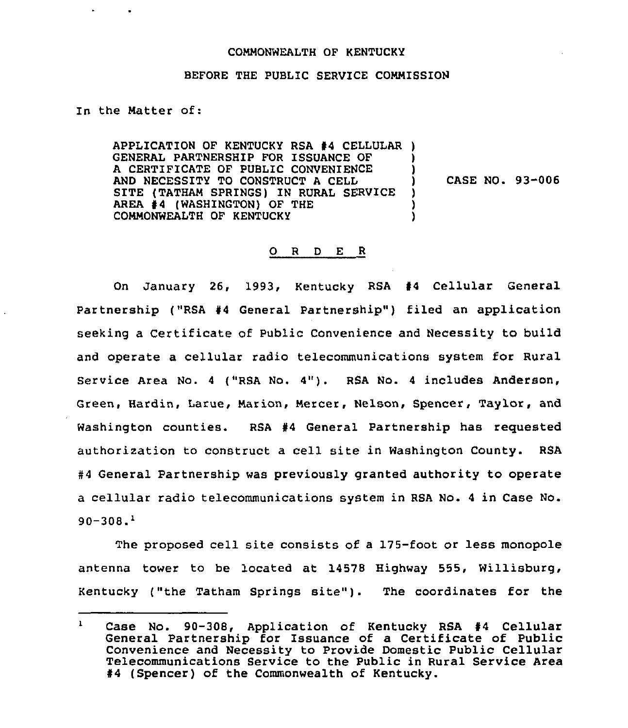COMMONWEALTH OF KENTUCKY

BEFORE THE PUBLIC SERVICE COMMISSION

In the Matter of:

APPLICATION OF KENTUCKY RSA #4 CELLULAR GENERAL PARTNERSHIP FOR ISSUANCE OF A CERTIFICATE OF PUBLIC CONVENIENCE AND NECESSITY TO CONSTRUCT A CELL SITE (TATHAM SPRINGS) IN RURAL SERVICE AREA #4 (WASHINGTON) OF THE COMMONWEALTH OF KENTUCKY

CASE NO. 93-006

## O R D E R

On January 26, 1993, Kentucky RSA #4 Cellular General Partnership ("RSA #4 General Partnership") filed an application seeking a Certificate of Public Convenience and Necessity to build and operate a cellular radio telecommunications system for Rural Service Area No. 4 ("RSA No. 4"). RSA No. 4 includes Anderson, Green, Hardin, Larue, Marion, Mercer, Nelson, Spencer, Taylor, and Washington counties. RSA #4 General Partnership has requested authorization to construct a cell site in Washington County. RSA #4 General Partnership was previously granted authority to operate a cellular radio telecommunications system in RSA No. 4 in Case No. 90-308.[1]

The proposed cell site consists of a 175-foot or less monopole antenna tower to be located at 14578 Highway 555, Willisburg, Kentucky ("the Tatham Springs site"). The coordinates for the

[1] Case No. 90-308, Application of Kentucky RSA #4 Cellular General Partnership for Issuance of a Certificate of Public Convenience and Necessity to Provide Domestic Public Cellular Telecommunications Service to the Public in Rural Service Area #4 (Spencer) of the Commonwealth of Kentucky.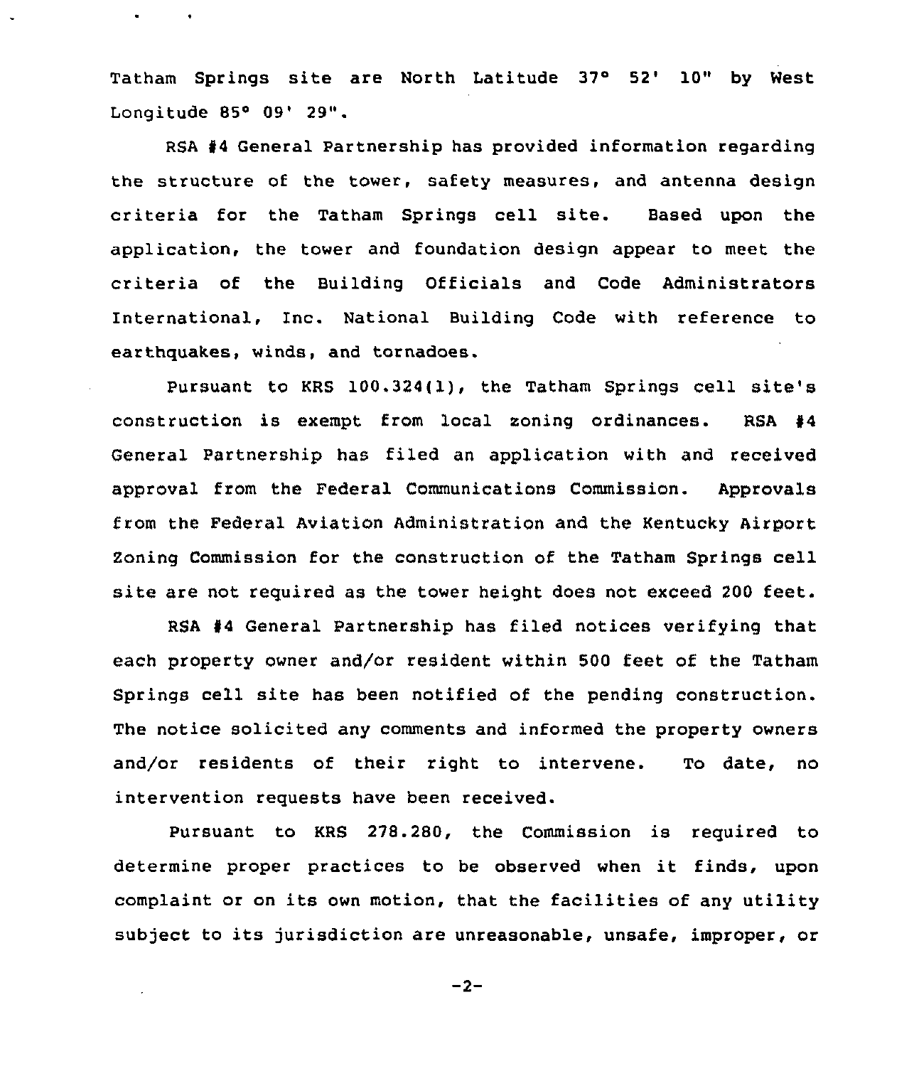Tatham Springs site are North Latitude 37° 52' 10" by West Longitude 85° 09' 29".

RSA #4 General Partnership has provided information regarding the structure of the tower, safety measures, and antenna design criteria for the Tatham Springs cell site. Based upon the application, the tower and foundation design appear to meet the criteria of the Building Officials and Code Administrators International, Inc. National Building Code with reference to earthquakes, winds, and tornadoes.

Pursuant to KRS 100.324(1), the Tatham Springs cell site's construction is exempt from local zoning ordinances. RSA #4 General Partnership has filed an application with and received approval from the Federal Communications Commission. Approvals from the Federal Aviation Administration and the Kentucky Airport Zoning Commission for the construction of the Tatham Springs cell site are not required as the tower height does not exceed 200 feet.

RSA #4 General Partnership has filed notices verifying that each property owner and/or resident within 500 feet of the Tatham Springs cell site has been notified of the pending construction. The notice solicited any comments and informed the property owners and/or residents of their right to intervene. To date, no intervention requests have been received.

Pursuant to KRS 278.280, the Commission is required to determine proper practices to be observed when it finds, upon complaint or on its own motion, that the facilities of any utility subject to its jurisdiction are unreasonable, unsafe, improper, or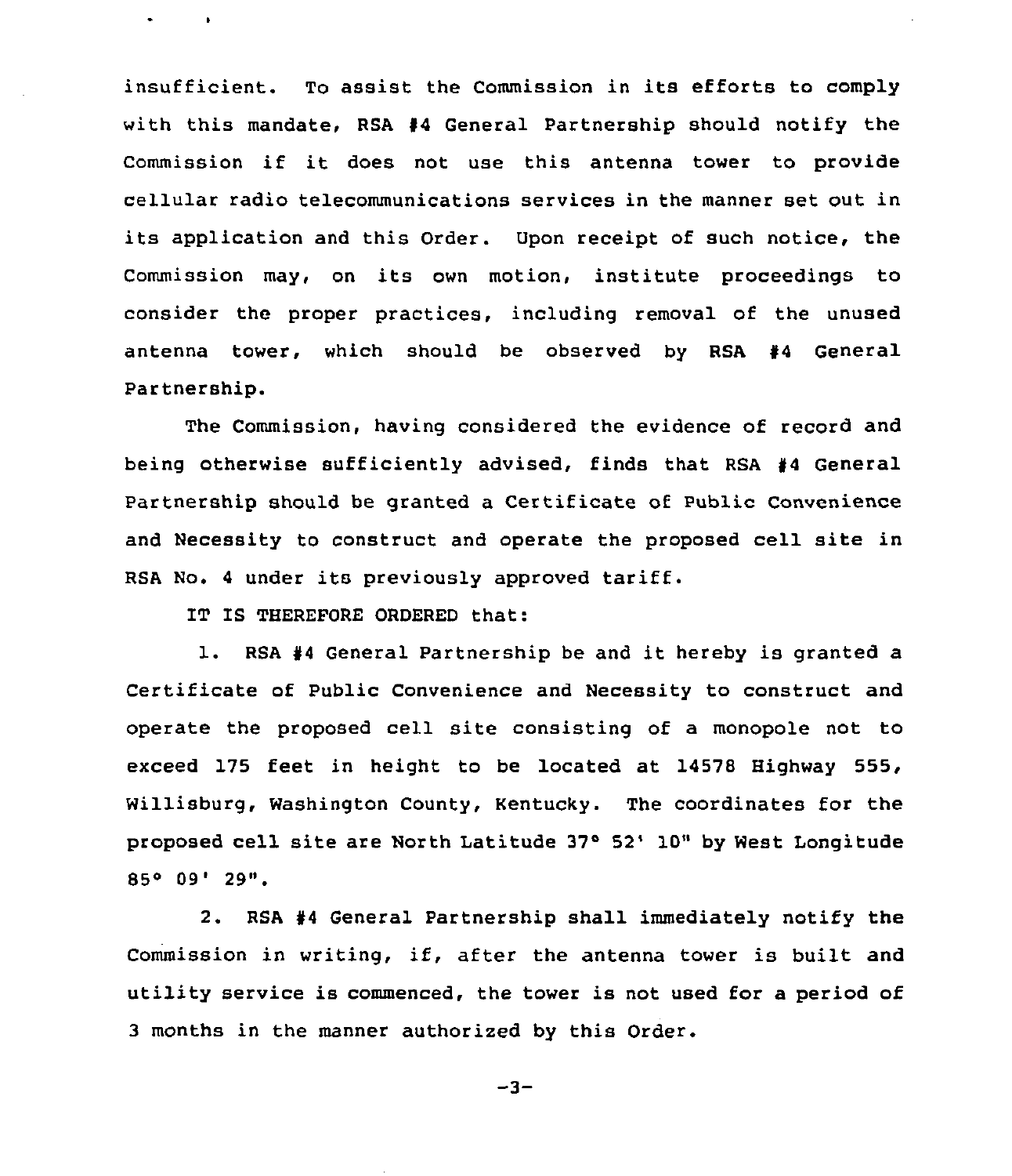insufficient. To assist the Commission in its efforts to comply with this mandate, RSA #4 General Partnership should notify the Commission if it does not use this antenna tower to provide cellular radio telecommunications services in the manner set out in its application and this Order. Upon receipt of such notice, the Commission may, on its own motion, institute proceedings to consider the proper practices, including removal of the unused antenna tower, which should be observed by RSA #4 General Partnership.

The Commission, having considered the evidence of record and being otherwise sufficiently advised, finds that RSA #4 General Partnership should be granted a Certificate of Public Convenience and Necessity to construct and operate the proposed cell site in RSA No. 4 under its previously approved tariff.

IT IS THEREFORE ORDERED that:

1. RSA #4 General Partnership be and it hereby is granted a Certificate of Public Convenience and Necessity to construct and operate the proposed cell site consisting of a monopole not to exceed 175 feet in height to be located at 14578 Highway 555, Willisburg, Washington County, Kentucky. The coordinates for the proposed cell site are North Latitude 37° 52' 10" by West Longitude 85° 09' 29".

2. RSA #4 General Partnership shall immediately notify the Commission in writing, if, after the antenna tower is built and utility service is commenced, the tower is not used for a period of 3 months in the manner authorized by this Order.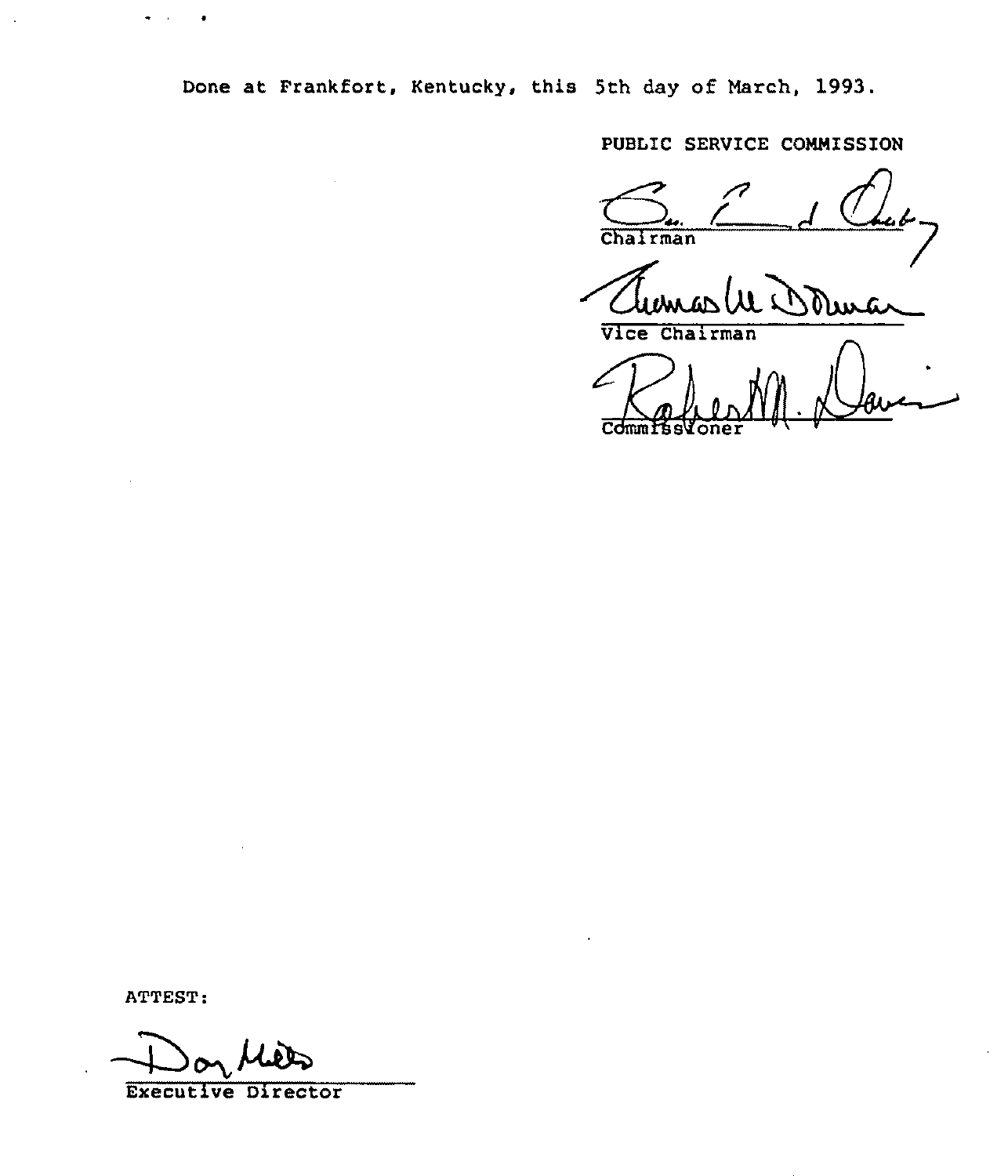Done at Frankfort, Kentucky, this 5th day of March, 1993.

PUBLIC SERVICE COMMISSION

Chairman

Vice Chairman

Commissioner

ATTEST:

Executive Director